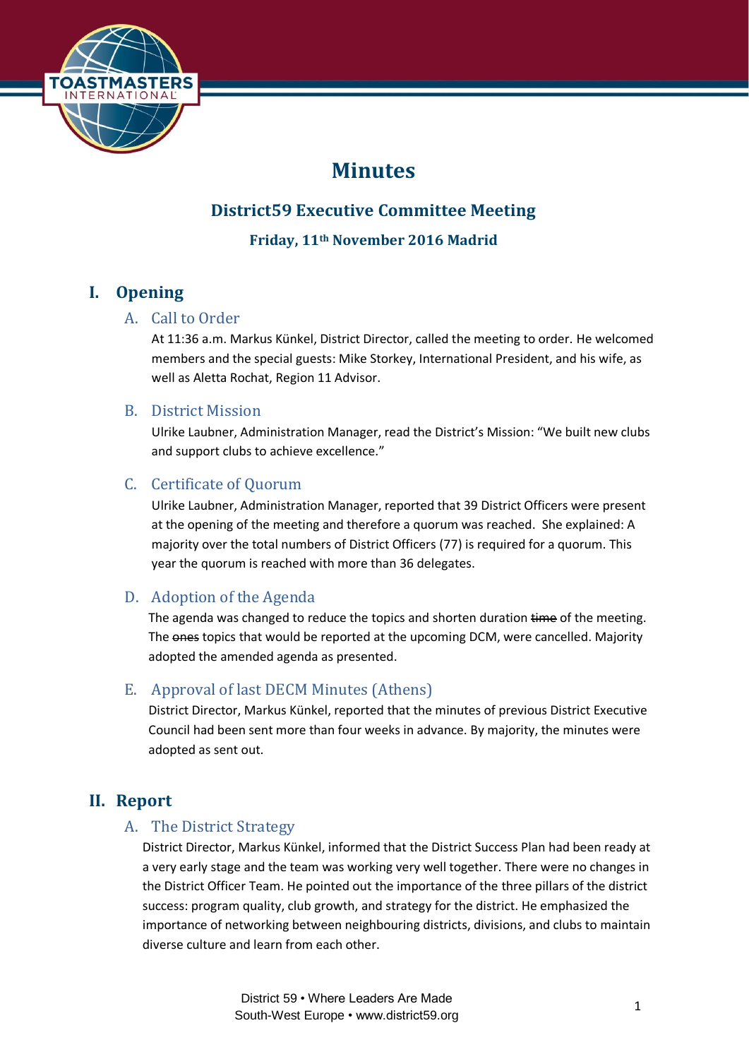# Minutes

## District59 Executive Committee Meeting

### Friday, 11th November 2016 Madrid

## I. Opening

### A. Call to Order

At 11:36 a.m. Markus Künkel, District Director, called the meeting to order. He welcomed members and the special guests: Mike Storkey, International President, and his wife, as well as Aletta Rochat, Region 11 Advisor.

### B. District Mission

Ulrike Laubner, Administration Manager, read the District's Mission: "We built new clubs and support clubs to achieve excellence."

### C. Certificate of Quorum

Ulrike Laubner, Administration Manager, reported that 39 District Officers were present at the opening of the meeting and therefore a quorum was reached. She explained: A majority over the total numbers of District Officers (77) is required for a quorum. This year the quorum is reached with more than 36 delegates.

### D. Adoption of the Agenda

The agenda was changed to reduce the topics and shorten duration ~~time~~ of the meeting. The ~~ones~~ topics that would be reported at the upcoming DCM, were cancelled. Majority adopted the amended agenda as presented.

### E. Approval of last DECM Minutes (Athens)

District Director, Markus Künkel, reported that the minutes of previous District Executive Council had been sent more than four weeks in advance. By majority, the minutes were adopted as sent out.

## II. Report

### A. The District Strategy

District Director, Markus Künkel, informed that the District Success Plan had been ready at a very early stage and the team was working very well together. There were no changes in the District Officer Team. He pointed out the importance of the three pillars of the district success: program quality, club growth, and strategy for the district. He emphasized the importance of networking between neighbouring districts, divisions, and clubs to maintain diverse culture and learn from each other.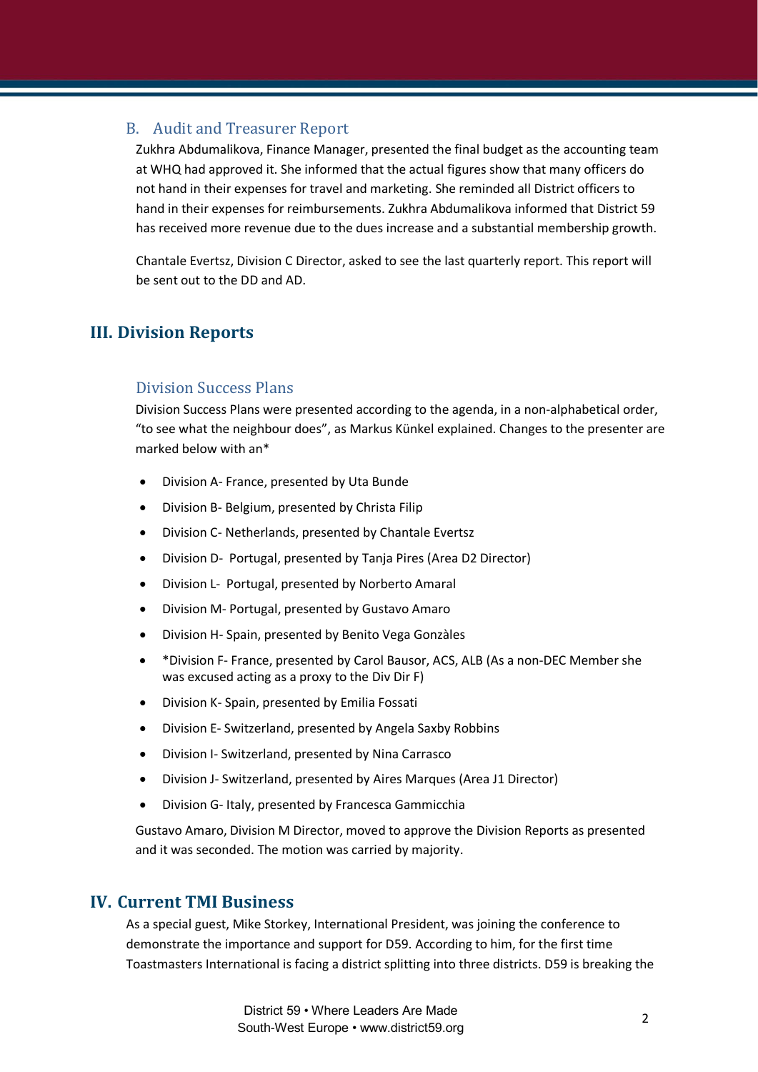### B. Audit and Treasurer Report

Zukhra Abdumalikova, Finance Manager, presented the final budget as the accounting team at WHQ had approved it. She informed that the actual figures show that many officers do not hand in their expenses for travel and marketing. She reminded all District officers to hand in their expenses for reimbursements. Zukhra Abdumalikova informed that District 59 has received more revenue due to the dues increase and a substantial membership growth.

Chantale Evertsz, Division C Director, asked to see the last quarterly report. This report will be sent out to the DD and AD.

## III. Division Reports

### Division Success Plans

Division Success Plans were presented according to the agenda, in a non-alphabetical order, "to see what the neighbour does", as Markus Künkel explained. Changes to the presenter are marked below with an*

- Division A- France, presented by Uta Bunde
- Division B- Belgium, presented by Christa Filip
- Division C- Netherlands, presented by Chantale Evertsz
- Division D- Portugal, presented by Tanja Pires (Area D2 Director)
- Division L- Portugal, presented by Norberto Amaral
- Division M- Portugal, presented by Gustavo Amaro
- Division H- Spain, presented by Benito Vega Gonzàles
- *Division F- France, presented by Carol Bausor, ACS, ALB (As a non-DEC Member she was excused acting as a proxy to the Div Dir F)
- Division K- Spain, presented by Emilia Fossati
- Division E- Switzerland, presented by Angela Saxby Robbins
- Division I- Switzerland, presented by Nina Carrasco
- Division J- Switzerland, presented by Aires Marques (Area J1 Director)
- Division G- Italy, presented by Francesca Gammicchia

Gustavo Amaro, Division M Director, moved to approve the Division Reports as presented and it was seconded. The motion was carried by majority.

## IV. Current TMI Business

As a special guest, Mike Storkey, International President, was joining the conference to demonstrate the importance and support for D59. According to him, for the first time Toastmasters International is facing a district splitting into three districts. D59 is breaking the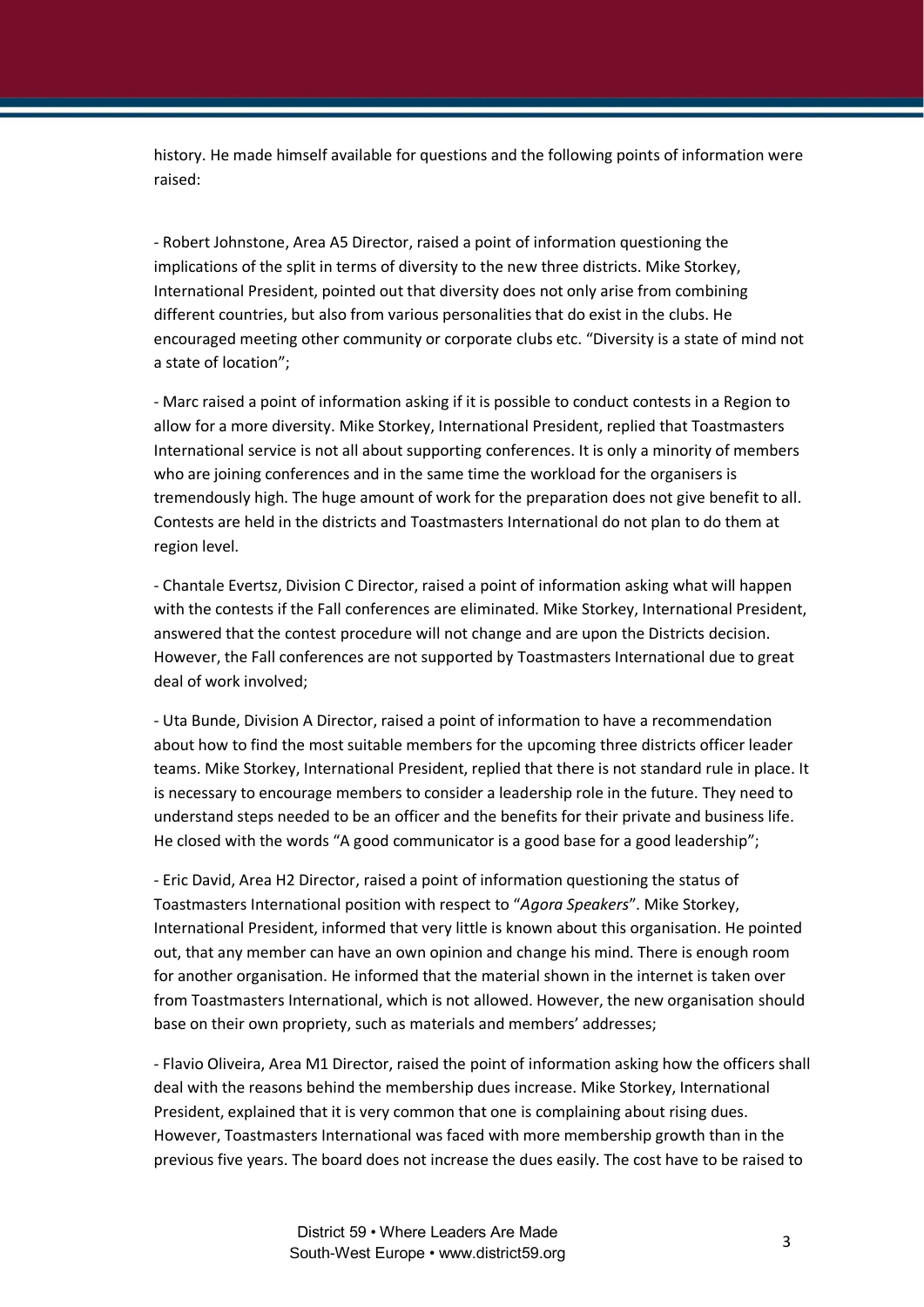history. He made himself available for questions and the following points of information were raised:

- Robert Johnstone, Area A5 Director, raised a point of information questioning the implications of the split in terms of diversity to the new three districts. Mike Storkey, International President, pointed out that diversity does not only arise from combining different countries, but also from various personalities that do exist in the clubs. He encouraged meeting other community or corporate clubs etc. "Diversity is a state of mind not a state of location";

- Marc raised a point of information asking if it is possible to conduct contests in a Region to allow for a more diversity. Mike Storkey, International President, replied that Toastmasters International service is not all about supporting conferences. It is only a minority of members who are joining conferences and in the same time the workload for the organisers is tremendously high. The huge amount of work for the preparation does not give benefit to all. Contests are held in the districts and Toastmasters International do not plan to do them at region level.

- Chantale Evertsz, Division C Director, raised a point of information asking what will happen with the contests if the Fall conferences are eliminated. Mike Storkey, International President, answered that the contest procedure will not change and are upon the Districts decision. However, the Fall conferences are not supported by Toastmasters International due to great deal of work involved;

- Uta Bunde, Division A Director, raised a point of information to have a recommendation about how to find the most suitable members for the upcoming three districts officer leader teams. Mike Storkey, International President, replied that there is not standard rule in place. It is necessary to encourage members to consider a leadership role in the future. They need to understand steps needed to be an officer and the benefits for their private and business life. He closed with the words "A good communicator is a good base for a good leadership";

- Eric David, Area H2 Director, raised a point of information questioning the status of Toastmasters International position with respect to "*Agora Speakers*". Mike Storkey, International President, informed that very little is known about this organisation. He pointed out, that any member can have an own opinion and change his mind. There is enough room for another organisation. He informed that the material shown in the internet is taken over from Toastmasters International, which is not allowed. However, the new organisation should base on their own propriety, such as materials and members' addresses;

- Flavio Oliveira, Area M1 Director, raised the point of information asking how the officers shall deal with the reasons behind the membership dues increase. Mike Storkey, International President, explained that it is very common that one is complaining about rising dues. However, Toastmasters International was faced with more membership growth than in the previous five years. The board does not increase the dues easily. The cost have to be raised to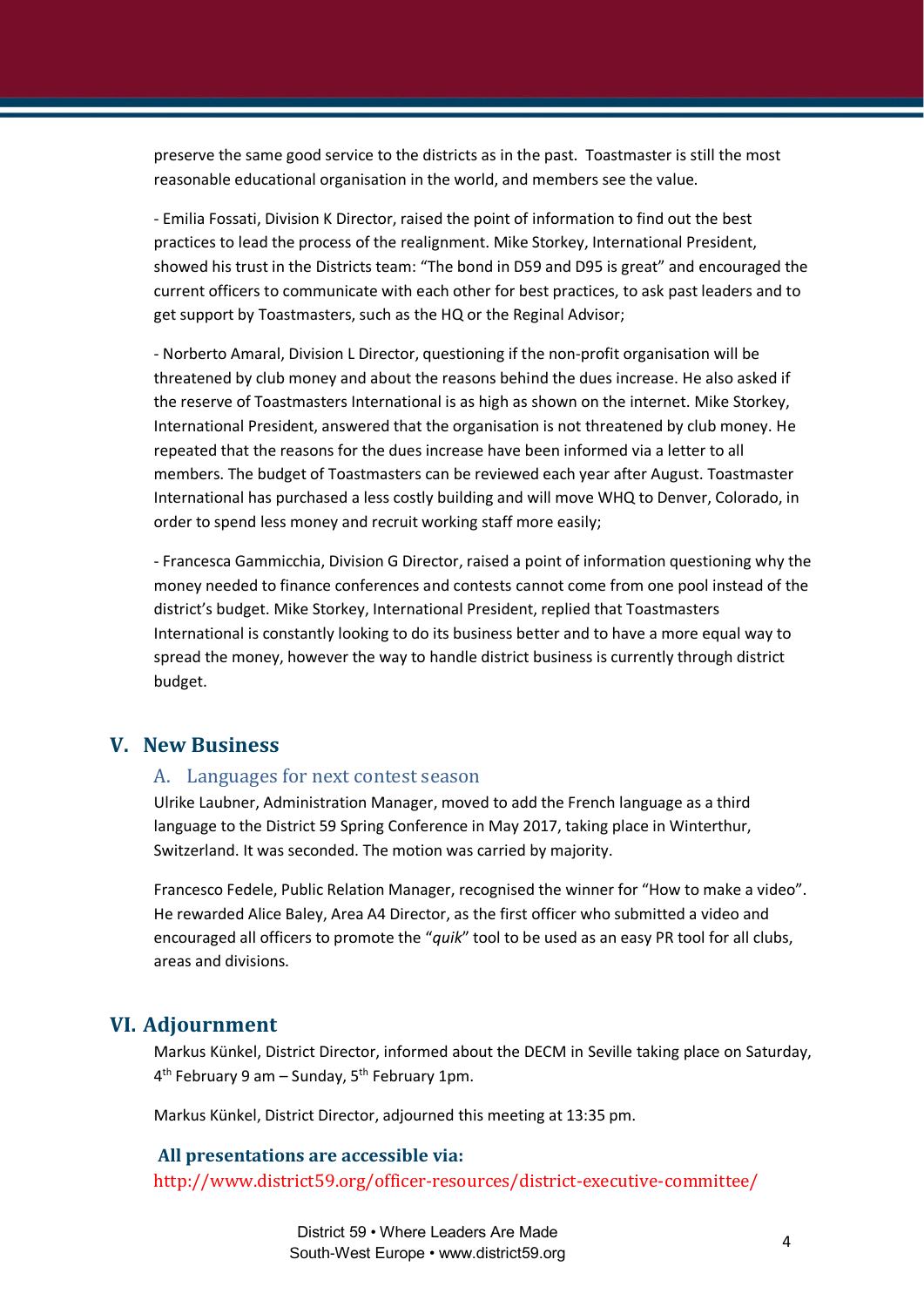preserve the same good service to the districts as in the past. Toastmaster is still the most reasonable educational organisation in the world, and members see the value.

- Emilia Fossati, Division K Director, raised the point of information to find out the best practices to lead the process of the realignment. Mike Storkey, International President, showed his trust in the Districts team: "The bond in D59 and D95 is great" and encouraged the current officers to communicate with each other for best practices, to ask past leaders and to get support by Toastmasters, such as the HQ or the Reginal Advisor;

- Norberto Amaral, Division L Director, questioning if the non-profit organisation will be threatened by club money and about the reasons behind the dues increase. He also asked if the reserve of Toastmasters International is as high as shown on the internet. Mike Storkey, International President, answered that the organisation is not threatened by club money. He repeated that the reasons for the dues increase have been informed via a letter to all members. The budget of Toastmasters can be reviewed each year after August. Toastmaster International has purchased a less costly building and will move WHQ to Denver, Colorado, in order to spend less money and recruit working staff more easily;

- Francesca Gammicchia, Division G Director, raised a point of information questioning why the money needed to finance conferences and contests cannot come from one pool instead of the district's budget. Mike Storkey, International President, replied that Toastmasters International is constantly looking to do its business better and to have a more equal way to spread the money, however the way to handle district business is currently through district budget.

## V. New Business

### A. Languages for next contest season

Ulrike Laubner, Administration Manager, moved to add the French language as a third language to the District 59 Spring Conference in May 2017, taking place in Winterthur, Switzerland. It was seconded. The motion was carried by majority.

Francesco Fedele, Public Relation Manager, recognised the winner for "How to make a video". He rewarded Alice Baley, Area A4 Director, as the first officer who submitted a video and encouraged all officers to promote the "*quik*" tool to be used as an easy PR tool for all clubs, areas and divisions.

## VI. Adjournment

Markus Künkel, District Director, informed about the DECM in Seville taking place on Saturday, 4th February 9 am – Sunday, 5th February 1pm.

Markus Künkel, District Director, adjourned this meeting at 13:35 pm.

**All presentations are accessible via:**
http://www.district59.org/officer-resources/district-executive-committee/